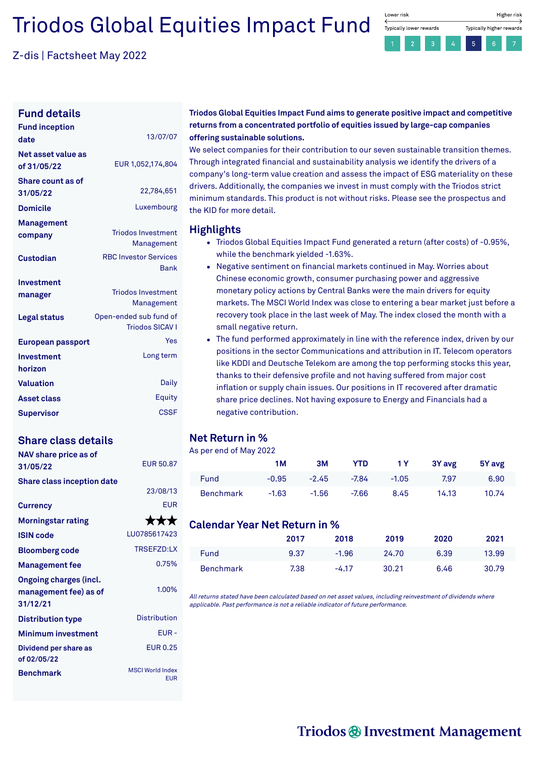# Triodos Global Equities Impact Fund

Z-dis | Factsheet May 2022

Lower risk — Higher risk
Typically lower rewards — Typically higher rewards

1 2 3 4 **5** 6 7

## Fund details

| | |
|---|---|
| Fund inception date | 13/07/07 |
| Net asset value as of 31/05/22 | EUR 1,052,174,804 |
| Share count as of 31/05/22 | 22,784,651 |
| Domicile | Luxembourg |
| Management company | Triodos Investment Management |
| Custodian | RBC Investor Services Bank |
| Investment manager | Triodos Investment Management |
| Legal status | Open-ended sub fund of Triodos SICAV I |
| European passport | Yes |
| Investment horizon | Long term |
| Valuation | Daily |
| Asset class | Equity |
| Supervisor | CSSF |

## Share class details

| | |
|---|---|
| NAV share price as of 31/05/22 | EUR 50.87 |
| Share class inception date | 23/08/13 |
| Currency | EUR |
| Morningstar rating | ★★★ |
| ISIN code | LU0785617423 |
| Bloomberg code | TRSEFZD:LX |
| Management fee | 0.75% |
| Ongoing charges (incl. management fee) as of 31/12/21 | 1.00% |
| Distribution type | Distribution |
| Minimum investment | EUR - |
| Dividend per share as of 02/05/22 | EUR 0.25 |
| Benchmark | MSCI World Index EUR |

**Triodos Global Equities Impact Fund aims to generate positive impact and competitive returns from a concentrated portfolio of equities issued by large-cap companies offering sustainable solutions.**

We select companies for their contribution to our seven sustainable transition themes. Through integrated financial and sustainability analysis we identify the drivers of a company's long-term value creation and assess the impact of ESG materiality on these drivers. Additionally, the companies we invest in must comply with the Triodos strict minimum standards. This product is not without risks. Please see the prospectus and the KID for more detail.

## Highlights

- Triodos Global Equities Impact Fund generated a return (after costs) of -0.95%, while the benchmark yielded -1.63%.
- Negative sentiment on financial markets continued in May. Worries about Chinese economic growth, consumer purchasing power and aggressive monetary policy actions by Central Banks were the main drivers for equity markets. The MSCI World Index was close to entering a bear market just before a recovery took place in the last week of May. The index closed the month with a small negative return.
- The fund performed approximately in line with the reference index, driven by our positions in the sector Communications and attribution in IT. Telecom operators like KDDI and Deutsche Telekom are among the top performing stocks this year, thanks to their defensive profile and not having suffered from major cost inflation or supply chain issues. Our positions in IT recovered after dramatic share price declines. Not having exposure to Energy and Financials had a negative contribution.

## Net Return in %

As per end of May 2022

| | 1M | 3M | YTD | 1 Y | 3Y avg | 5Y avg |
|---|---|---|---|---|---|---|
| Fund | -0.95 | -2.45 | -7.84 | -1.05 | 7.97 | 6.90 |
| Benchmark | -1.63 | -1.56 | -7.66 | 8.45 | 14.13 | 10.74 |

## Calendar Year Net Return in %

| | 2017 | 2018 | 2019 | 2020 | 2021 |
|---|---|---|---|---|---|
| Fund | 9.37 | -1.96 | 24.70 | 6.39 | 13.99 |
| Benchmark | 7.38 | -4.17 | 30.21 | 6.46 | 30.79 |

*All returns stated have been calculated based on net asset values, including reinvestment of dividends where applicable. Past performance is not a reliable indicator of future performance.*

Triodos Investment Management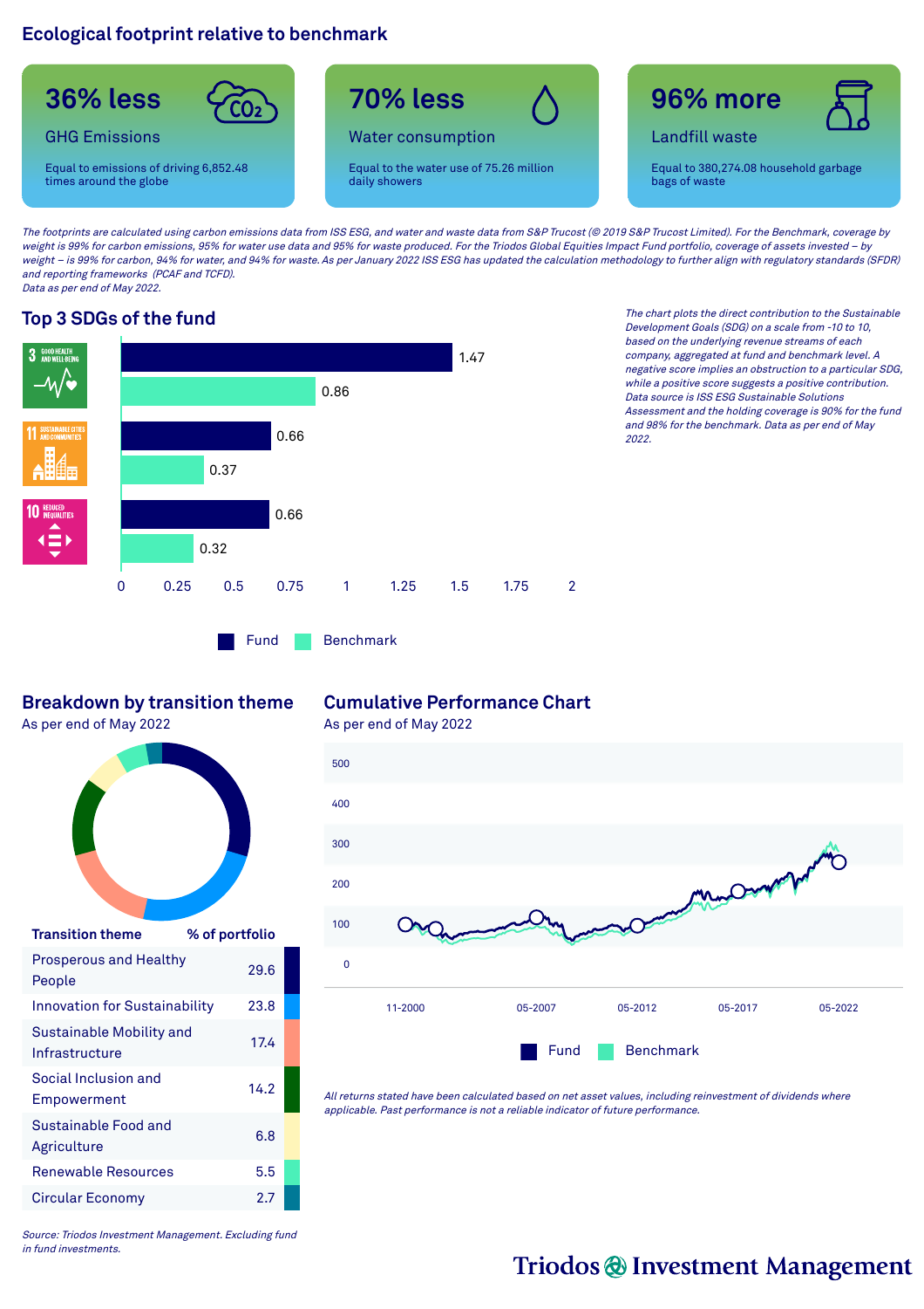## Ecological footprint relative to benchmark

**36% less**
GHG Emissions
Equal to emissions of driving 6,852.48 times around the globe

**70% less**
Water consumption
Equal to the water use of 75.26 million daily showers

**96% more**
Landfill waste
Equal to 380,274.08 household garbage bags of waste

*The footprints are calculated using carbon emissions data from ISS ESG, and water and waste data from S&P Trucost (© 2019 S&P Trucost Limited). For the Benchmark, coverage by weight is 99% for carbon emissions, 95% for water use data and 95% for waste produced. For the Triodos Global Equities Impact Fund portfolio, coverage of assets invested – by weight – is 99% for carbon, 94% for water, and 94% for waste. As per January 2022 ISS ESG has updated the calculation methodology to further align with regulatory standards (SFDR) and reporting frameworks (PCAF and TCFD). Data as per end of May 2022.*

## Top 3 SDGs of the fund

| SDG | Fund | Benchmark |
|---|---|---|
| 3 Good Health and Well-Being | 1.47 | 0.86 |
| 11 Sustainable Cities and Communities | 0.66 | 0.37 |
| 10 Reduced Inequalities | 0.66 | 0.32 |

*The chart plots the direct contribution to the Sustainable Development Goals (SDG) on a scale from -10 to 10, based on the underlying revenue streams of each company, aggregated at fund and benchmark level. A negative score implies an obstruction to a particular SDG, while a positive score suggests a positive contribution. Data source is ISS ESG Sustainable Solutions Assessment and the holding coverage is 90% for the fund and 98% for the benchmark. Data as per end of May 2022.*

## Breakdown by transition theme

As per end of May 2022

| Transition theme | % of portfolio |
|---|---|
| Prosperous and Healthy People | 29.6 |
| Innovation for Sustainability | 23.8 |
| Sustainable Mobility and Infrastructure | 17.4 |
| Social Inclusion and Empowerment | 14.2 |
| Sustainable Food and Agriculture | 6.8 |
| Renewable Resources | 5.5 |
| Circular Economy | 2.7 |

*Source: Triodos Investment Management. Excluding fund in fund investments.*

## Cumulative Performance Chart

As per end of May 2022

Fund, Benchmark (11-2000 to 05-2022)

*All returns stated have been calculated based on net asset values, including reinvestment of dividends where applicable. Past performance is not a reliable indicator of future performance.*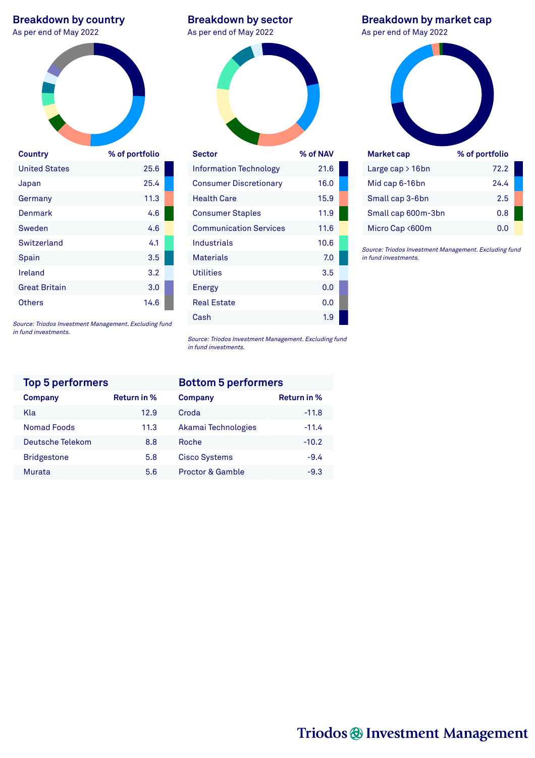## Breakdown by country

As per end of May 2022

| Country | % of portfolio |
|---|---|
| United States | 25.6 |
| Japan | 25.4 |
| Germany | 11.3 |
| Denmark | 4.6 |
| Sweden | 4.6 |
| Switzerland | 4.1 |
| Spain | 3.5 |
| Ireland | 3.2 |
| Great Britain | 3.0 |
| Others | 14.6 |

*Source: Triodos Investment Management. Excluding fund in fund investments.*

## Breakdown by sector

As per end of May 2022

| Sector | % of NAV |
|---|---|
| Information Technology | 21.6 |
| Consumer Discretionary | 16.0 |
| Health Care | 15.9 |
| Consumer Staples | 11.9 |
| Communication Services | 11.6 |
| Industrials | 10.6 |
| Materials | 7.0 |
| Utilities | 3.5 |
| Energy | 0.0 |
| Real Estate | 0.0 |
| Cash | 1.9 |

*Source: Triodos Investment Management. Excluding fund in fund investments.*

## Breakdown by market cap

As per end of May 2022

| Market cap | % of portfolio |
|---|---|
| Large cap > 16bn | 72.2 |
| Mid cap 6-16bn | 24.4 |
| Small cap 3-6bn | 2.5 |
| Small cap 600m-3bn | 0.8 |
| Micro Cap <600m | 0.0 |

*Source: Triodos Investment Management. Excluding fund in fund investments.*

## Top 5 performers

| Company | Return in % |
|---|---|
| Kla | 12.9 |
| Nomad Foods | 11.3 |
| Deutsche Telekom | 8.8 |
| Bridgestone | 5.8 |
| Murata | 5.6 |

## Bottom 5 performers

| Company | Return in % |
|---|---|
| Croda | -11.8 |
| Akamai Technologies | -11.4 |
| Roche | -10.2 |
| Cisco Systems | -9.4 |
| Proctor & Gamble | -9.3 |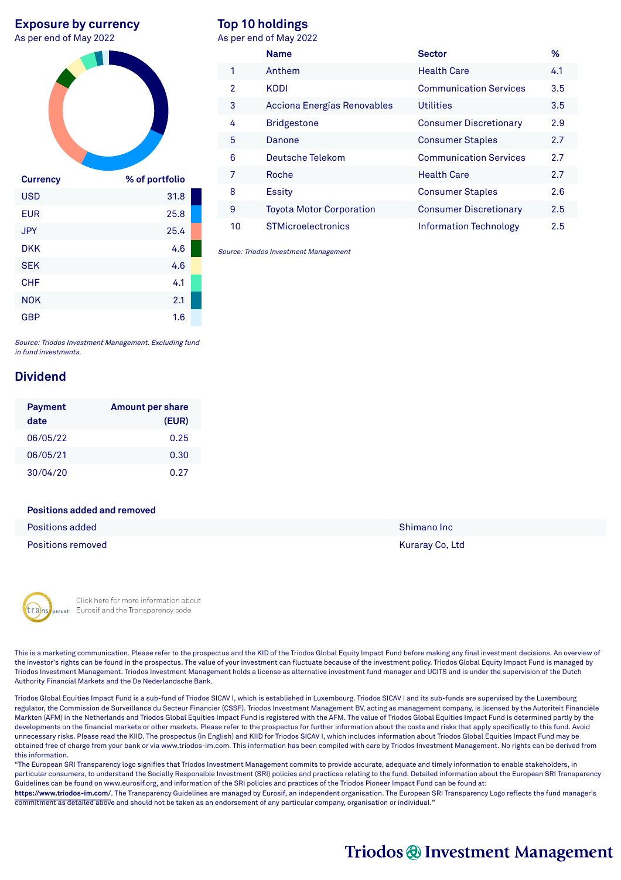## Exposure by currency

As per end of May 2022

| Currency | % of portfolio |
|---|---|
| USD | 31.8 |
| EUR | 25.8 |
| JPY | 25.4 |
| DKK | 4.6 |
| SEK | 4.6 |
| CHF | 4.1 |
| NOK | 2.1 |
| GBP | 1.6 |

*Source: Triodos Investment Management. Excluding fund in fund investments.*

## Top 10 holdings

As per end of May 2022

| | Name | Sector | % |
|---|---|---|---|
| 1 | Anthem | Health Care | 4.1 |
| 2 | KDDI | Communication Services | 3.5 |
| 3 | Acciona Energías Renovables | Utilities | 3.5 |
| 4 | Bridgestone | Consumer Discretionary | 2.9 |
| 5 | Danone | Consumer Staples | 2.7 |
| 6 | Deutsche Telekom | Communication Services | 2.7 |
| 7 | Roche | Health Care | 2.7 |
| 8 | Essity | Consumer Staples | 2.6 |
| 9 | Toyota Motor Corporation | Consumer Discretionary | 2.5 |
| 10 | STMicroelectronics | Information Technology | 2.5 |

*Source: Triodos Investment Management*

## Dividend

| Payment date | Amount per share (EUR) |
|---|---|
| 06/05/22 | 0.25 |
| 06/05/21 | 0.30 |
| 30/04/20 | 0.27 |

### Positions added and removed

| | |
|---|---|
| Positions added | Shimano Inc |
| Positions removed | Kuraray Co, Ltd |

Click here for more information about Eurosif and the Transparency code

This is a marketing communication. Please refer to the prospectus and the KID of the Triodos Global Equity Impact Fund before making any final investment decisions. An overview of the investor's rights can be found in the prospectus. The value of your investment can fluctuate because of the investment policy. Triodos Global Equity Impact Fund is managed by Triodos Investment Management. Triodos Investment Management holds a license as alternative investment fund manager and UCITS and is under the supervision of the Dutch Authority Financial Markets and the De Nederlandsche Bank.

Triodos Global Equities Impact Fund is a sub-fund of Triodos SICAV I, which is established in Luxembourg. Triodos SICAV I and its sub-funds are supervised by the Luxembourg regulator, the Commission de Surveillance du Secteur Financier (CSSF). Triodos Investment Management BV, acting as management company, is licensed by the Autoriteit Financiële Markten (AFM) in the Netherlands and Triodos Global Equities Impact Fund is registered with the AFM. The value of Triodos Global Equities Impact Fund is determined partly by the developments on the financial markets or other markets. Please refer to the prospectus for further information about the costs and risks that apply specifically to this fund. Avoid unnecessary risks. Please read the KIID. The prospectus (in English) and KIID for Triodos SICAV I, which includes information about Triodos Global Equities Impact Fund may be obtained free of charge from your bank or via www.triodos-im.com. This information has been compiled with care by Triodos Investment Management. No rights can be derived from this information.

"The European SRI Transparency logo signifies that Triodos Investment Management commits to provide accurate, adequate and timely information to enable stakeholders, in particular consumers, to understand the Socially Responsible Investment (SRI) policies and practices relating to the fund. Detailed information about the European SRI Transparency Guidelines can be found on www.eurosif.org, and information of the SRI policies and practices of the Triodos Pioneer Impact Fund can be found at: **https://www.triodos-im.com/**. The Transparency Guidelines are managed by Eurosif, an independent organisation. The European SRI Transparency Logo reflects the fund manager's commitment as detailed above and should not be taken as an endorsement of any particular company, organisation or individual."

Triodos Investment Management